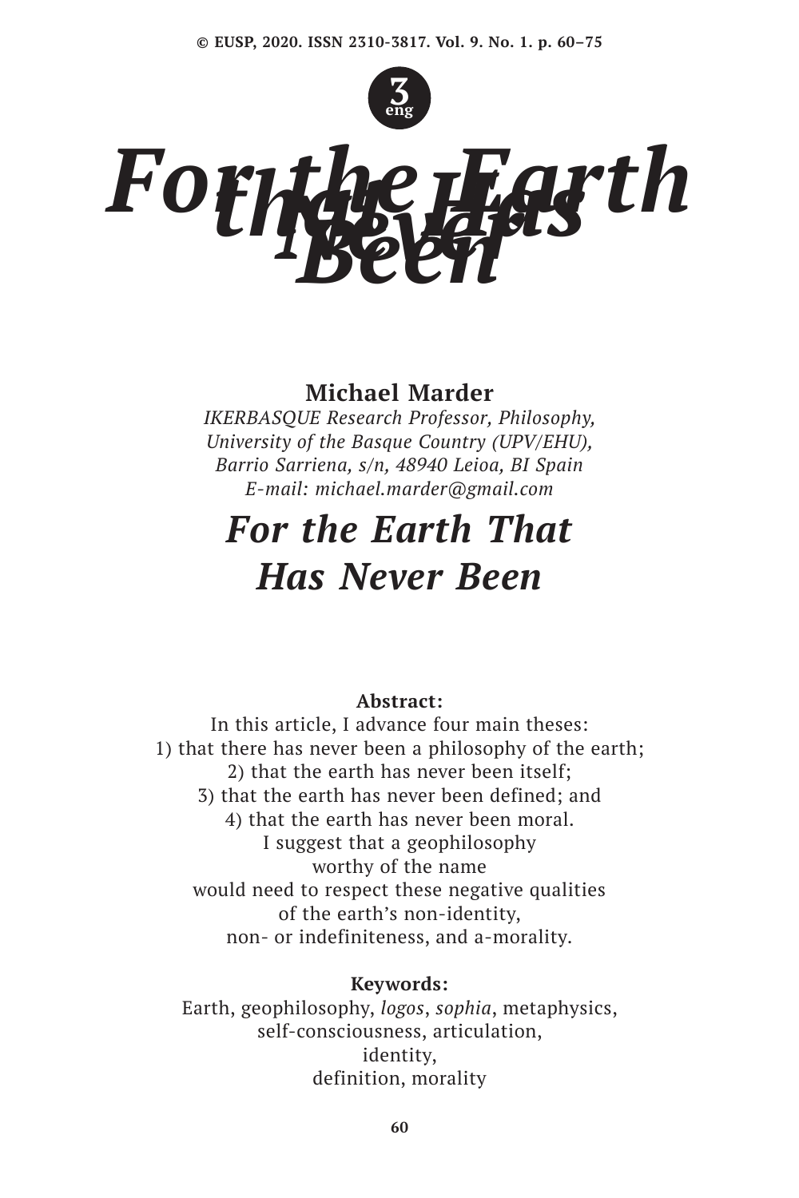# For the Earth That Has Never Been

**Michael Marder**
*IKERBASQUE Research Professor, Philosophy,*
*University of the Basque Country (UPV/EHU),*
*Barrio Sarriena, s/n, 48940 Leioa, BI Spain*
*E-mail: michael.marder@gmail.com*

## *For the Earth That Has Never Been*

**Abstract:**

In this article, I advance four main theses:
1) that there has never been a philosophy of the earth;
2) that the earth has never been itself;
3) that the earth has never been defined; and
4) that the earth has never been moral.
I suggest that a geophilosophy worthy of the name would need to respect these negative qualities of the earth's non-identity, non- or indefiniteness, and a-morality.

**Keywords:**

Earth, geophilosophy, *logos*, *sophia*, metaphysics, self-consciousness, articulation, identity, definition, morality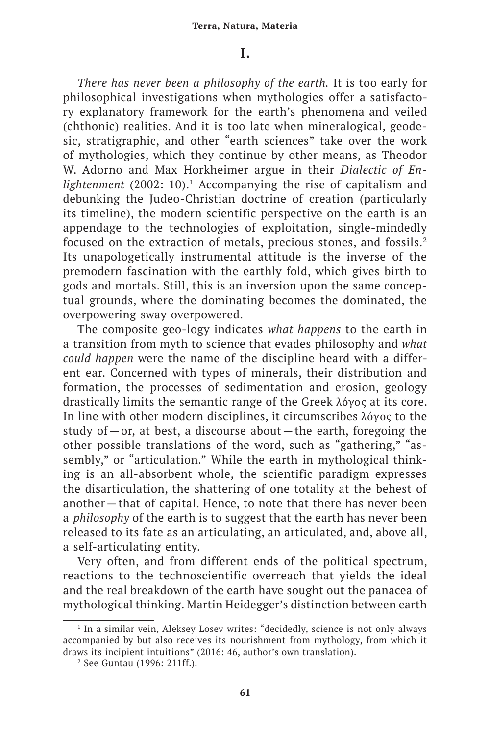# I.

*There has never been a philosophy of the earth.* It is too early for philosophical investigations when mythologies offer a satisfactory explanatory framework for the earth's phenomena and veiled (chthonic) realities. And it is too late when mineralogical, geodesic, stratigraphic, and other "earth sciences" take over the work of mythologies, which they continue by other means, as Theodor W. Adorno and Max Horkheimer argue in their *Dialectic of Enlightenment* (2002: 10).[1] Accompanying the rise of capitalism and debunking the Judeo-Christian doctrine of creation (particularly its timeline), the modern scientific perspective on the earth is an appendage to the technologies of exploitation, single-mindedly focused on the extraction of metals, precious stones, and fossils.[2] Its unapologetically instrumental attitude is the inverse of the premodern fascination with the earthly fold, which gives birth to gods and mortals. Still, this is an inversion upon the same conceptual grounds, where the dominating becomes the dominated, the overpowering sway overpowered.

The composite geo-logy indicates *what happens* to the earth in a transition from myth to science that evades philosophy and *what could happen* were the name of the discipline heard with a different ear. Concerned with types of minerals, their distribution and formation, the processes of sedimentation and erosion, geology drastically limits the semantic range of the Greek λόγος at its core. In line with other modern disciplines, it circumscribes λόγος to the study of—or, at best, a discourse about—the earth, foregoing the other possible translations of the word, such as "gathering," "assembly," or "articulation." While the earth in mythological thinking is an all-absorbent whole, the scientific paradigm expresses the disarticulation, the shattering of one totality at the behest of another—that of capital. Hence, to note that there has never been a *philosophy* of the earth is to suggest that the earth has never been released to its fate as an articulating, an articulated, and, above all, a self-articulating entity.

Very often, and from different ends of the political spectrum, reactions to the technoscientific overreach that yields the ideal and the real breakdown of the earth have sought out the panacea of mythological thinking. Martin Heidegger's distinction between earth

---

[1] In a similar vein, Aleksey Losev writes: "decidedly, science is not only always accompanied by but also receives its nourishment from mythology, from which it draws its incipient intuitions" (2016: 46, author's own translation).

[2] See Guntau (1996: 211ff.).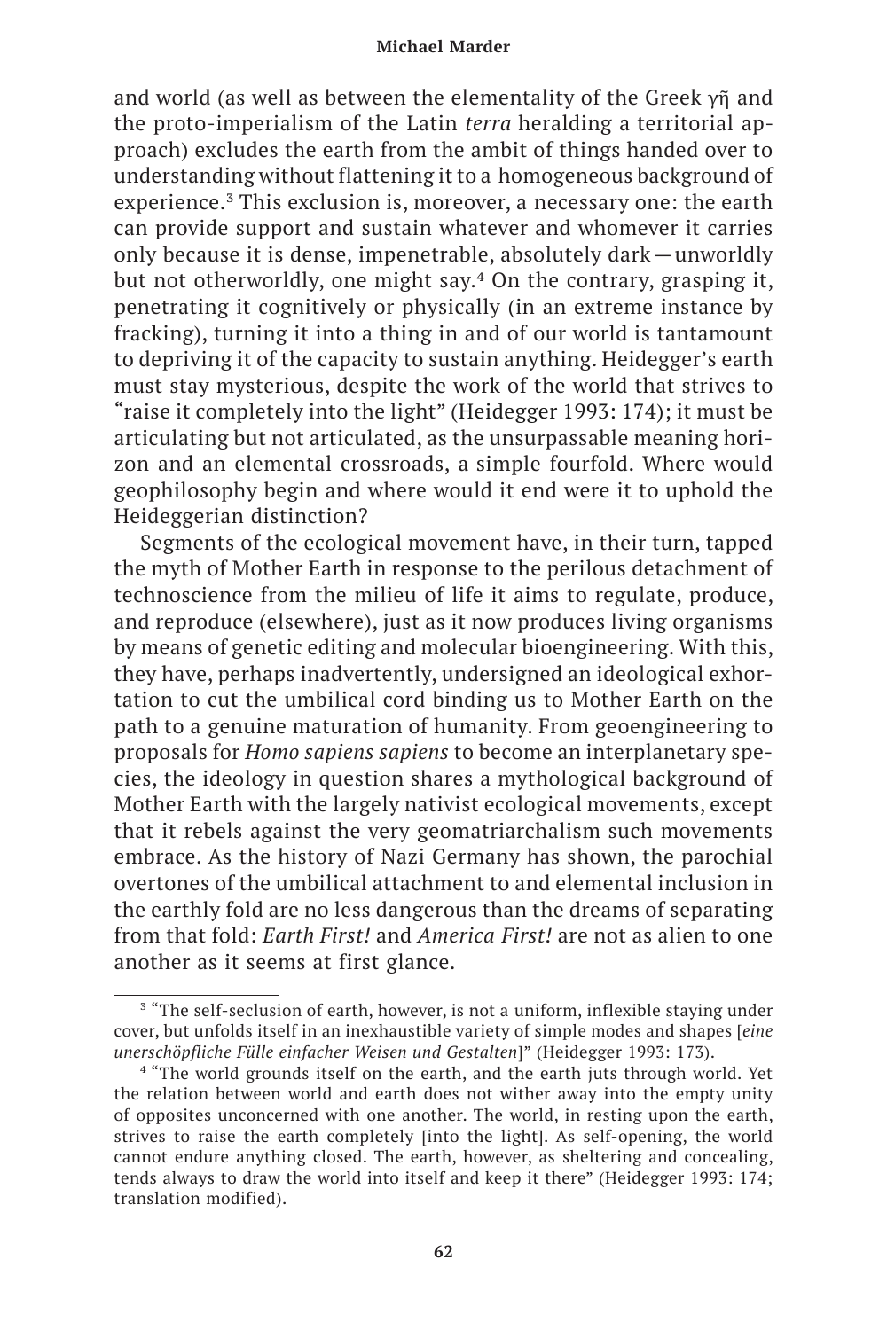and world (as well as between the elementality of the Greek γῆ and the proto-imperialism of the Latin *terra* heralding a territorial approach) excludes the earth from the ambit of things handed over to understanding without flattening it to a homogeneous background of experience.[3] This exclusion is, moreover, a necessary one: the earth can provide support and sustain whatever and whomever it carries only because it is dense, impenetrable, absolutely dark — unworldly but not otherworldly, one might say.[4] On the contrary, grasping it, penetrating it cognitively or physically (in an extreme instance by fracking), turning it into a thing in and of our world is tantamount to depriving it of the capacity to sustain anything. Heidegger's earth must stay mysterious, despite the work of the world that strives to "raise it completely into the light" (Heidegger 1993: 174); it must be articulating but not articulated, as the unsurpassable meaning horizon and an elemental crossroads, a simple fourfold. Where would geophilosophy begin and where would it end were it to uphold the Heideggerian distinction?

Segments of the ecological movement have, in their turn, tapped the myth of Mother Earth in response to the perilous detachment of technoscience from the milieu of life it aims to regulate, produce, and reproduce (elsewhere), just as it now produces living organisms by means of genetic editing and molecular bioengineering. With this, they have, perhaps inadvertently, undersigned an ideological exhortation to cut the umbilical cord binding us to Mother Earth on the path to a genuine maturation of humanity. From geoengineering to proposals for *Homo sapiens sapiens* to become an interplanetary species, the ideology in question shares a mythological background of Mother Earth with the largely nativist ecological movements, except that it rebels against the very geomatriarchalism such movements embrace. As the history of Nazi Germany has shown, the parochial overtones of the umbilical attachment to and elemental inclusion in the earthly fold are no less dangerous than the dreams of separating from that fold: *Earth First!* and *America First!* are not as alien to one another as it seems at first glance.

---

[3] "The self-seclusion of earth, however, is not a uniform, inflexible staying under cover, but unfolds itself in an inexhaustible variety of simple modes and shapes [*eine unerschöpfliche Fülle einfacher Weisen und Gestalten*]" (Heidegger 1993: 173).

[4] "The world grounds itself on the earth, and the earth juts through world. Yet the relation between world and earth does not wither away into the empty unity of opposites unconcerned with one another. The world, in resting upon the earth, strives to raise the earth completely [into the light]. As self-opening, the world cannot endure anything closed. The earth, however, as sheltering and concealing, tends always to draw the world into itself and keep it there" (Heidegger 1993: 174; translation modified).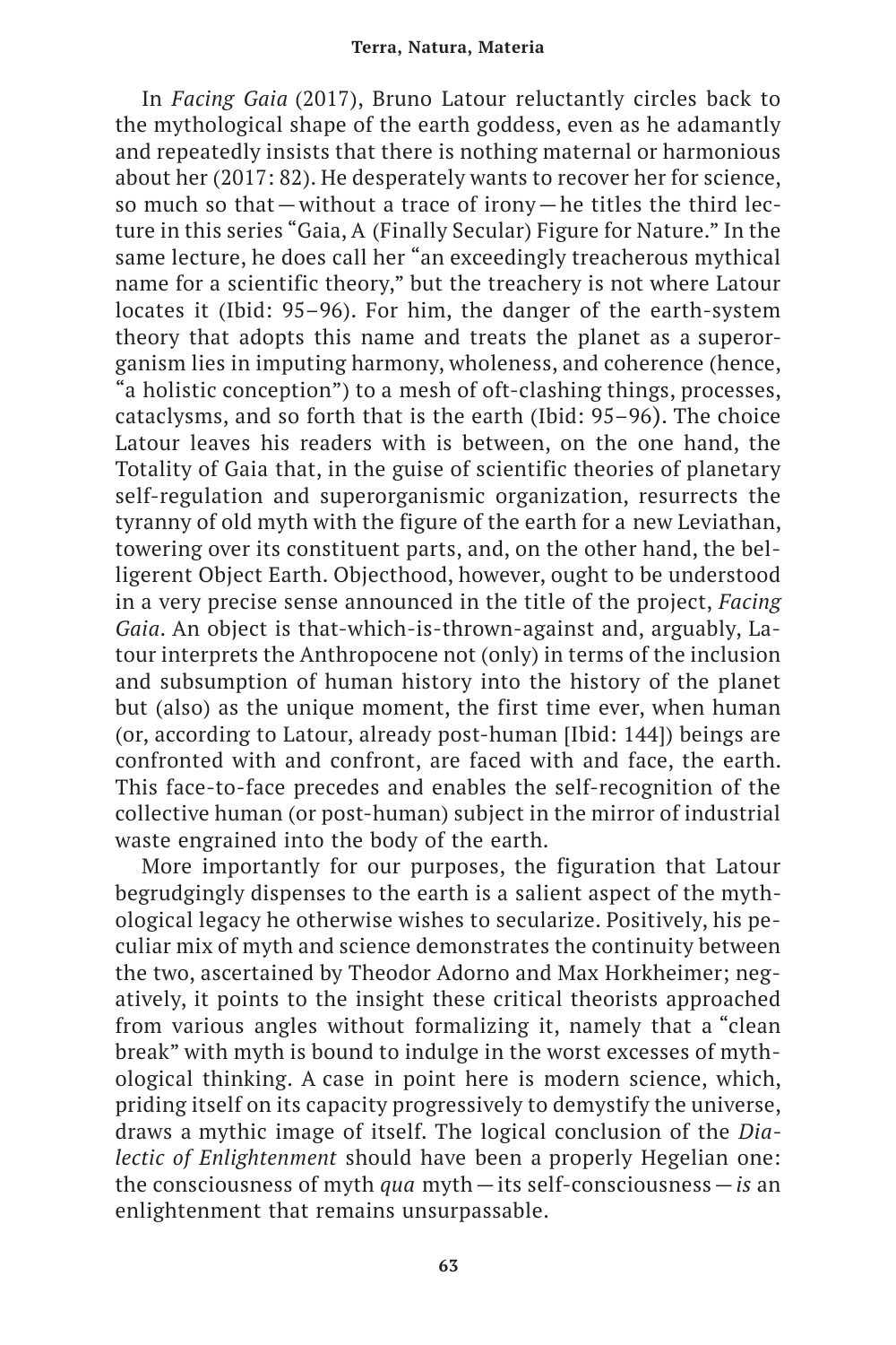In *Facing Gaia* (2017), Bruno Latour reluctantly circles back to the mythological shape of the earth goddess, even as he adamantly and repeatedly insists that there is nothing maternal or harmonious about her (2017: 82). He desperately wants to recover her for science, so much so that—without a trace of irony—he titles the third lecture in this series "Gaia, A (Finally Secular) Figure for Nature." In the same lecture, he does call her "an exceedingly treacherous mythical name for a scientific theory," but the treachery is not where Latour locates it (Ibid: 95–96). For him, the danger of the earth-system theory that adopts this name and treats the planet as a superorganism lies in imputing harmony, wholeness, and coherence (hence, "a holistic conception") to a mesh of oft-clashing things, processes, cataclysms, and so forth that is the earth (Ibid: 95–96). The choice Latour leaves his readers with is between, on the one hand, the Totality of Gaia that, in the guise of scientific theories of planetary self-regulation and superorganismic organization, resurrects the tyranny of old myth with the figure of the earth for a new Leviathan, towering over its constituent parts, and, on the other hand, the belligerent Object Earth. Objecthood, however, ought to be understood in a very precise sense announced in the title of the project, *Facing Gaia*. An object is that-which-is-thrown-against and, arguably, Latour interprets the Anthropocene not (only) in terms of the inclusion and subsumption of human history into the history of the planet but (also) as the unique moment, the first time ever, when human (or, according to Latour, already post-human [Ibid: 144]) beings are confronted with and confront, are faced with and face, the earth. This face-to-face precedes and enables the self-recognition of the collective human (or post-human) subject in the mirror of industrial waste engrained into the body of the earth.

More importantly for our purposes, the figuration that Latour begrudgingly dispenses to the earth is a salient aspect of the mythological legacy he otherwise wishes to secularize. Positively, his peculiar mix of myth and science demonstrates the continuity between the two, ascertained by Theodor Adorno and Max Horkheimer; negatively, it points to the insight these critical theorists approached from various angles without formalizing it, namely that a "clean break" with myth is bound to indulge in the worst excesses of mythological thinking. A case in point here is modern science, which, priding itself on its capacity progressively to demystify the universe, draws a mythic image of itself. The logical conclusion of the *Dialectic of Enlightenment* should have been a properly Hegelian one: the consciousness of myth *qua* myth—its self-consciousness—*is* an enlightenment that remains unsurpassable.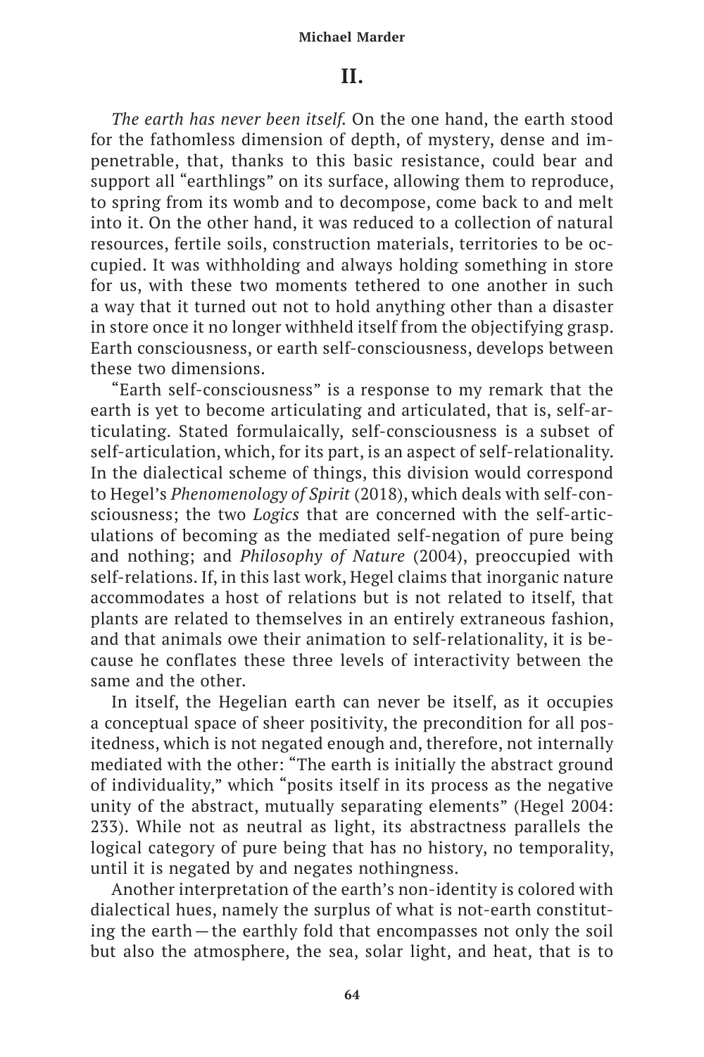## II.

*The earth has never been itself.* On the one hand, the earth stood for the fathomless dimension of depth, of mystery, dense and impenetrable, that, thanks to this basic resistance, could bear and support all "earthlings" on its surface, allowing them to reproduce, to spring from its womb and to decompose, come back to and melt into it. On the other hand, it was reduced to a collection of natural resources, fertile soils, construction materials, territories to be occupied. It was withholding and always holding something in store for us, with these two moments tethered to one another in such a way that it turned out not to hold anything other than a disaster in store once it no longer withheld itself from the objectifying grasp. Earth consciousness, or earth self-consciousness, develops between these two dimensions.

"Earth self-consciousness" is a response to my remark that the earth is yet to become articulating and articulated, that is, self-articulating. Stated formulaically, self-consciousness is a subset of self-articulation, which, for its part, is an aspect of self-relationality. In the dialectical scheme of things, this division would correspond to Hegel's *Phenomenology of Spirit* (2018), which deals with self-consciousness; the two *Logics* that are concerned with the self-articulations of becoming as the mediated self-negation of pure being and nothing; and *Philosophy of Nature* (2004), preoccupied with self-relations. If, in this last work, Hegel claims that inorganic nature accommodates a host of relations but is not related to itself, that plants are related to themselves in an entirely extraneous fashion, and that animals owe their animation to self-relationality, it is because he conflates these three levels of interactivity between the same and the other.

In itself, the Hegelian earth can never be itself, as it occupies a conceptual space of sheer positivity, the precondition for all positedness, which is not negated enough and, therefore, not internally mediated with the other: "The earth is initially the abstract ground of individuality," which "posits itself in its process as the negative unity of the abstract, mutually separating elements" (Hegel 2004: 233). While not as neutral as light, its abstractness parallels the logical category of pure being that has no history, no temporality, until it is negated by and negates nothingness.

Another interpretation of the earth's non-identity is colored with dialectical hues, namely the surplus of what is not-earth constituting the earth—the earthly fold that encompasses not only the soil but also the atmosphere, the sea, solar light, and heat, that is to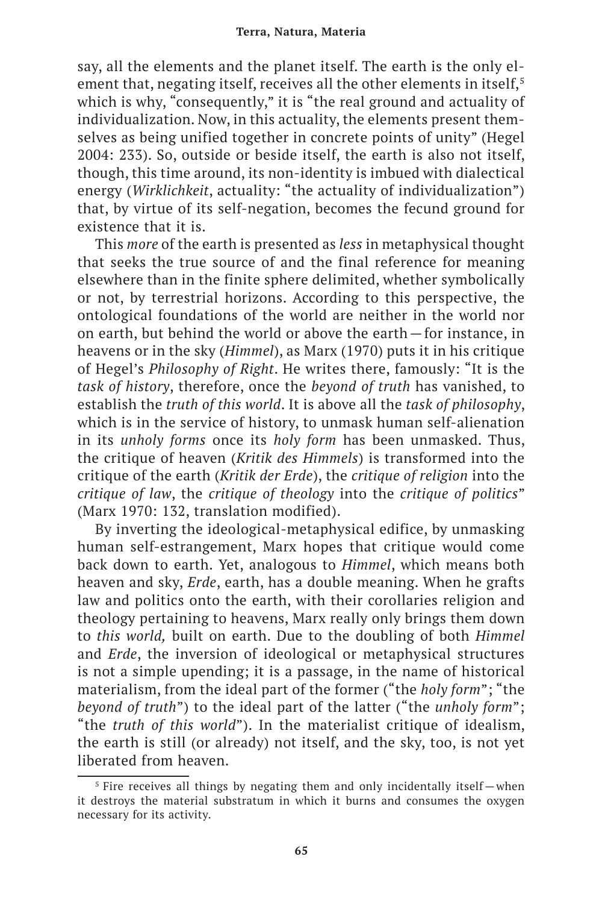say, all the elements and the planet itself. The earth is the only element that, negating itself, receives all the other elements in itself,[5] which is why, "consequently," it is "the real ground and actuality of individualization. Now, in this actuality, the elements present themselves as being unified together in concrete points of unity" (Hegel 2004: 233). So, outside or beside itself, the earth is also not itself, though, this time around, its non-identity is imbued with dialectical energy (*Wirklichkeit*, actuality: "the actuality of individualization") that, by virtue of its self-negation, becomes the fecund ground for existence that it is.

This *more* of the earth is presented as *less* in metaphysical thought that seeks the true source of and the final reference for meaning elsewhere than in the finite sphere delimited, whether symbolically or not, by terrestrial horizons. According to this perspective, the ontological foundations of the world are neither in the world nor on earth, but behind the world or above the earth—for instance, in heavens or in the sky (*Himmel*), as Marx (1970) puts it in his critique of Hegel's *Philosophy of Right*. He writes there, famously: "It is the *task of history*, therefore, once the *beyond of truth* has vanished, to establish the *truth of this world*. It is above all the *task of philosophy*, which is in the service of history, to unmask human self-alienation in its *unholy forms* once its *holy form* has been unmasked. Thus, the critique of heaven (*Kritik des Himmels*) is transformed into the critique of the earth (*Kritik der Erde*), the *critique of religion* into the *critique of law*, the *critique of theology* into the *critique of politics*" (Marx 1970: 132, translation modified).

By inverting the ideological-metaphysical edifice, by unmasking human self-estrangement, Marx hopes that critique would come back down to earth. Yet, analogous to *Himmel*, which means both heaven and sky, *Erde*, earth, has a double meaning. When he grafts law and politics onto the earth, with their corollaries religion and theology pertaining to heavens, Marx really only brings them down to *this world,* built on earth. Due to the doubling of both *Himmel* and *Erde*, the inversion of ideological or metaphysical structures is not a simple upending; it is a passage, in the name of historical materialism, from the ideal part of the former ("the *holy form*"; "the *beyond of truth*") to the ideal part of the latter ("the *unholy form*"; "the *truth of this world*"). In the materialist critique of idealism, the earth is still (or already) not itself, and the sky, too, is not yet liberated from heaven.

[5] Fire receives all things by negating them and only incidentally itself—when it destroys the material substratum in which it burns and consumes the oxygen necessary for its activity.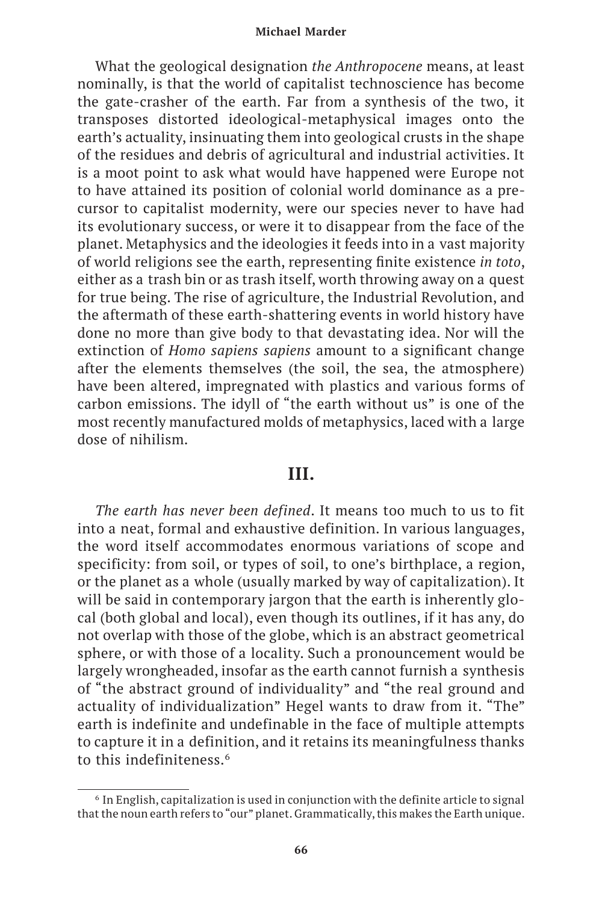What the geological designation *the Anthropocene* means, at least nominally, is that the world of capitalist technoscience has become the gate-crasher of the earth. Far from a synthesis of the two, it transposes distorted ideological-metaphysical images onto the earth's actuality, insinuating them into geological crusts in the shape of the residues and debris of agricultural and industrial activities. It is a moot point to ask what would have happened were Europe not to have attained its position of colonial world dominance as a precursor to capitalist modernity, were our species never to have had its evolutionary success, or were it to disappear from the face of the planet. Metaphysics and the ideologies it feeds into in a vast majority of world religions see the earth, representing finite existence *in toto*, either as a trash bin or as trash itself, worth throwing away on a quest for true being. The rise of agriculture, the Industrial Revolution, and the aftermath of these earth-shattering events in world history have done no more than give body to that devastating idea. Nor will the extinction of *Homo sapiens sapiens* amount to a significant change after the elements themselves (the soil, the sea, the atmosphere) have been altered, impregnated with plastics and various forms of carbon emissions. The idyll of "the earth without us" is one of the most recently manufactured molds of metaphysics, laced with a large dose of nihilism.

## III.

*The earth has never been defined*. It means too much to us to fit into a neat, formal and exhaustive definition. In various languages, the word itself accommodates enormous variations of scope and specificity: from soil, or types of soil, to one's birthplace, a region, or the planet as a whole (usually marked by way of capitalization). It will be said in contemporary jargon that the earth is inherently glocal (both global and local), even though its outlines, if it has any, do not overlap with those of the globe, which is an abstract geometrical sphere, or with those of a locality. Such a pronouncement would be largely wrongheaded, insofar as the earth cannot furnish a synthesis of "the abstract ground of individuality" and "the real ground and actuality of individualization" Hegel wants to draw from it. "The" earth is indefinite and undefinable in the face of multiple attempts to capture it in a definition, and it retains its meaningfulness thanks to this indefiniteness.[6]

[6] In English, capitalization is used in conjunction with the definite article to signal that the noun earth refers to "our" planet. Grammatically, this makes the Earth unique.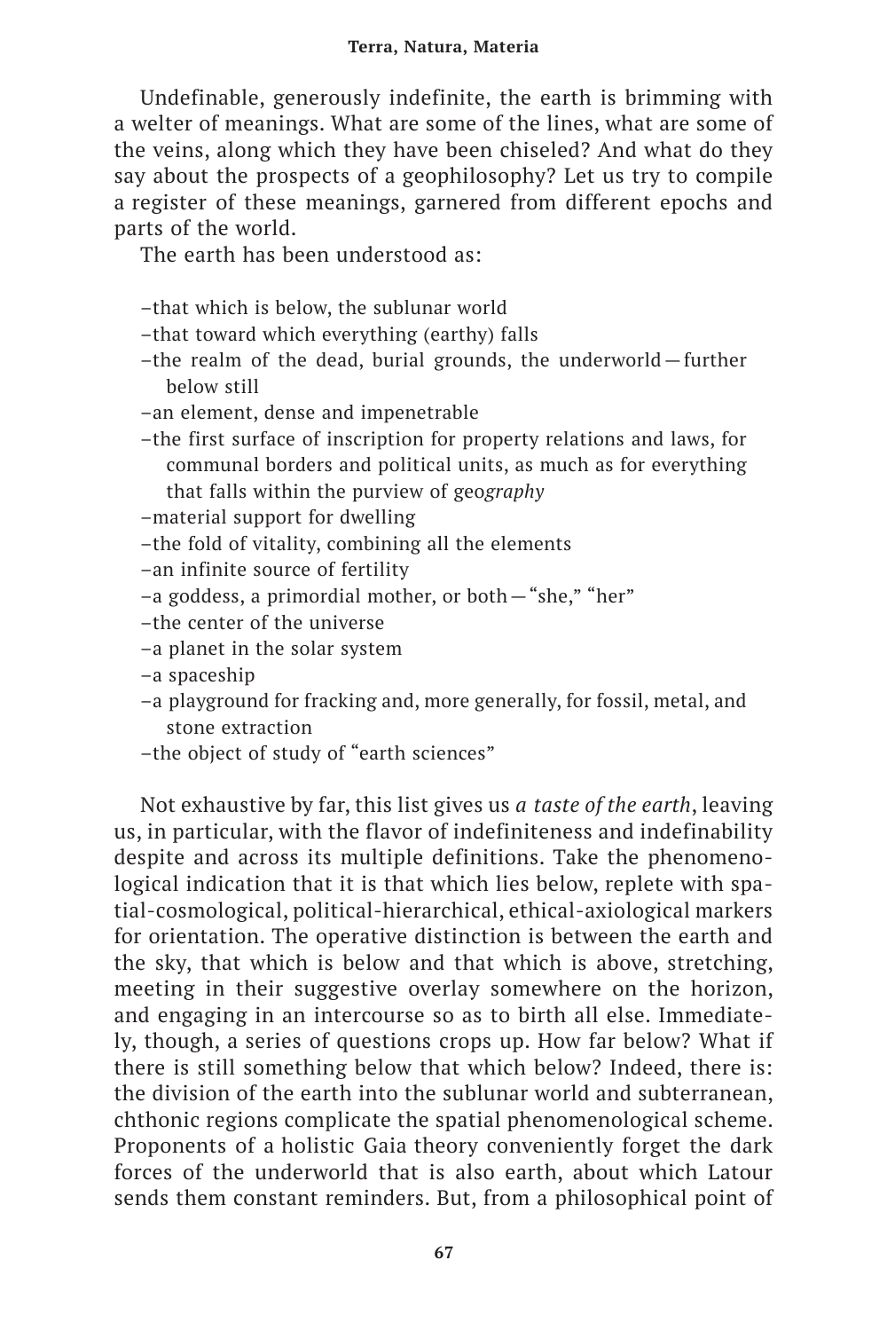Undefinable, generously indefinite, the earth is brimming with a welter of meanings. What are some of the lines, what are some of the veins, along which they have been chiseled? And what do they say about the prospects of a geophilosophy? Let us try to compile a register of these meanings, garnered from different epochs and parts of the world.

The earth has been understood as:

–that which is below, the sublunar world
–that toward which everything (earthy) falls
–the realm of the dead, burial grounds, the underworld—further below still
–an element, dense and impenetrable
–the first surface of inscription for property relations and laws, for communal borders and political units, as much as for everything that falls within the purview of geo*graphy*
–material support for dwelling
–the fold of vitality, combining all the elements
–an infinite source of fertility
–a goddess, a primordial mother, or both—"she," "her"
–the center of the universe
–a planet in the solar system
–a spaceship
–a playground for fracking and, more generally, for fossil, metal, and stone extraction
–the object of study of "earth sciences"

Not exhaustive by far, this list gives us *a taste of the earth*, leaving us, in particular, with the flavor of indefiniteness and indefinability despite and across its multiple definitions. Take the phenomenological indication that it is that which lies below, replete with spatial-cosmological, political-hierarchical, ethical-axiological markers for orientation. The operative distinction is between the earth and the sky, that which is below and that which is above, stretching, meeting in their suggestive overlay somewhere on the horizon, and engaging in an intercourse so as to birth all else. Immediately, though, a series of questions crops up. How far below? What if there is still something below that which below? Indeed, there is: the division of the earth into the sublunar world and subterranean, chthonic regions complicate the spatial phenomenological scheme. Proponents of a holistic Gaia theory conveniently forget the dark forces of the underworld that is also earth, about which Latour sends them constant reminders. But, from a philosophical point of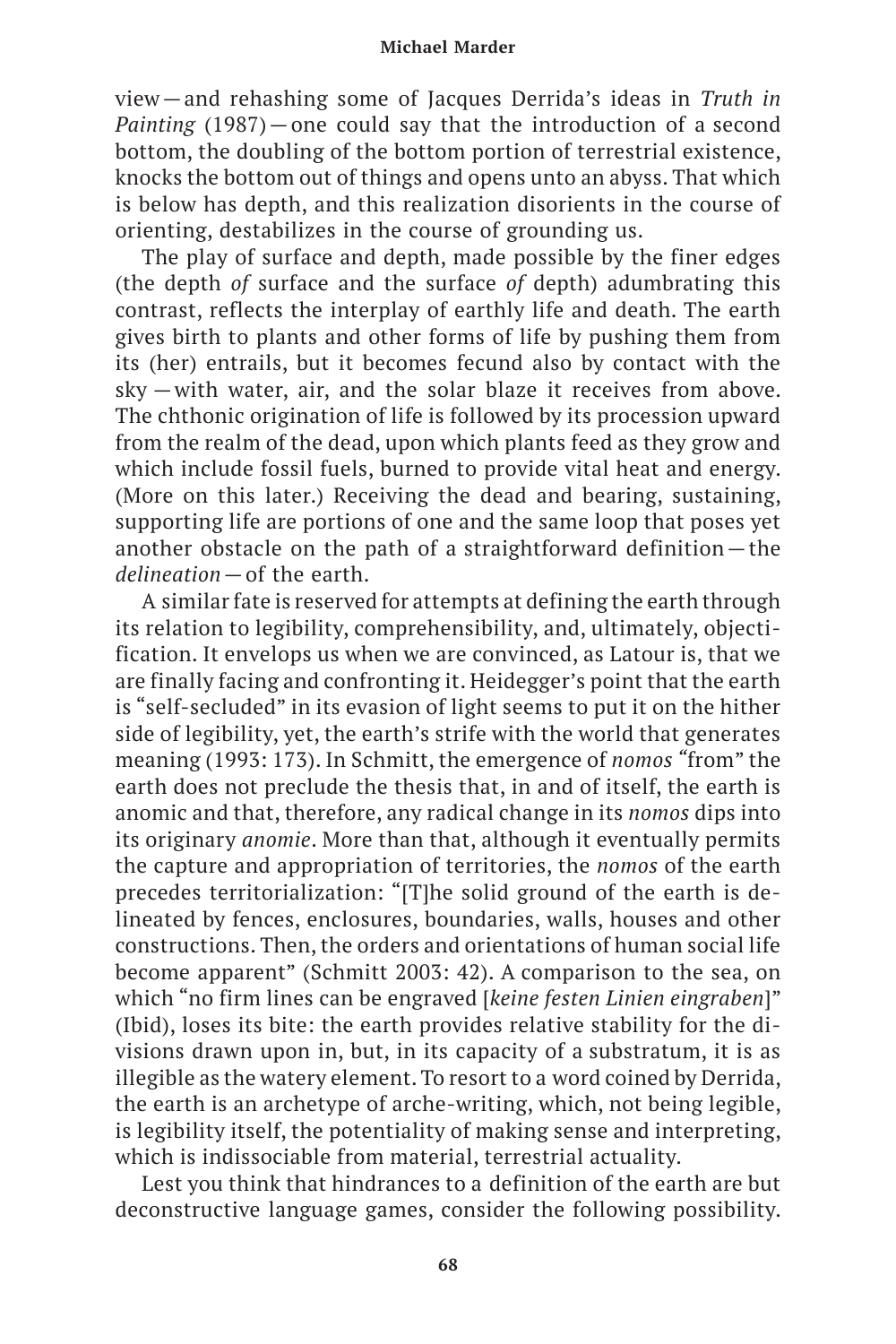view—and rehashing some of Jacques Derrida's ideas in *Truth in Painting* (1987)—one could say that the introduction of a second bottom, the doubling of the bottom portion of terrestrial existence, knocks the bottom out of things and opens unto an abyss. That which is below has depth, and this realization disorients in the course of orienting, destabilizes in the course of grounding us.

The play of surface and depth, made possible by the finer edges (the depth *of* surface and the surface *of* depth) adumbrating this contrast, reflects the interplay of earthly life and death. The earth gives birth to plants and other forms of life by pushing them from its (her) entrails, but it becomes fecund also by contact with the sky —with water, air, and the solar blaze it receives from above. The chthonic origination of life is followed by its procession upward from the realm of the dead, upon which plants feed as they grow and which include fossil fuels, burned to provide vital heat and energy. (More on this later.) Receiving the dead and bearing, sustaining, supporting life are portions of one and the same loop that poses yet another obstacle on the path of a straightforward definition—the *delineation*—of the earth.

A similar fate is reserved for attempts at defining the earth through its relation to legibility, comprehensibility, and, ultimately, objectification. It envelops us when we are convinced, as Latour is, that we are finally facing and confronting it. Heidegger's point that the earth is "self-secluded" in its evasion of light seems to put it on the hither side of legibility, yet, the earth's strife with the world that generates meaning (1993: 173). In Schmitt, the emergence of *nomos* "from" the earth does not preclude the thesis that, in and of itself, the earth is anomic and that, therefore, any radical change in its *nomos* dips into its originary *anomie*. More than that, although it eventually permits the capture and appropriation of territories, the *nomos* of the earth precedes territorialization: "[T]he solid ground of the earth is delineated by fences, enclosures, boundaries, walls, houses and other constructions. Then, the orders and orientations of human social life become apparent" (Schmitt 2003: 42). A comparison to the sea, on which "no firm lines can be engraved [*keine festen Linien eingraben*]" (Ibid), loses its bite: the earth provides relative stability for the divisions drawn upon in, but, in its capacity of a substratum, it is as illegible as the watery element. To resort to a word coined by Derrida, the earth is an archetype of arche-writing, which, not being legible, is legibility itself, the potentiality of making sense and interpreting, which is indissociable from material, terrestrial actuality.

Lest you think that hindrances to a definition of the earth are but deconstructive language games, consider the following possibility.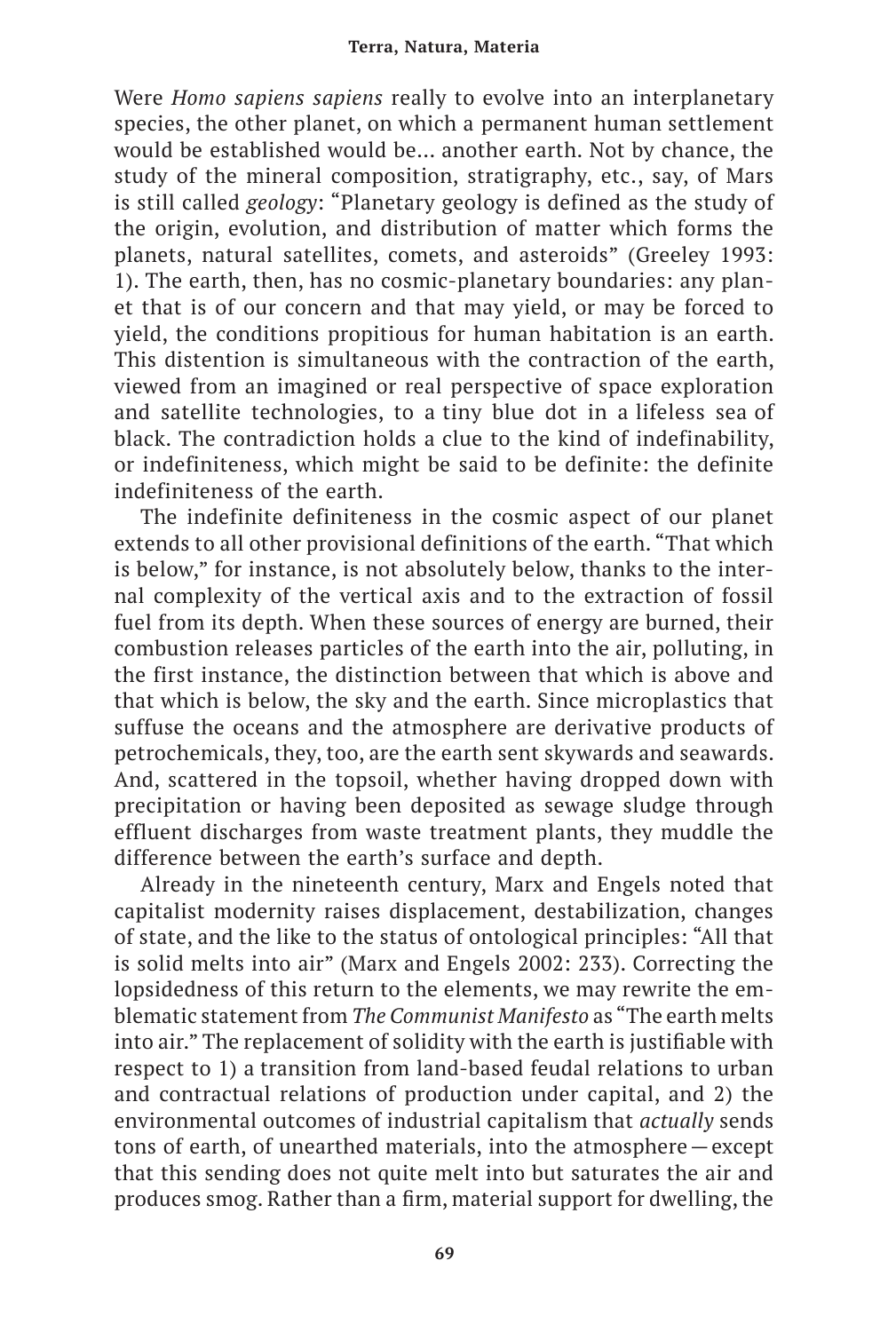Were *Homo sapiens sapiens* really to evolve into an interplanetary species, the other planet, on which a permanent human settlement would be established would be… another earth. Not by chance, the study of the mineral composition, stratigraphy, etc., say, of Mars is still called *geology*: "Planetary geology is defined as the study of the origin, evolution, and distribution of matter which forms the planets, natural satellites, comets, and asteroids" (Greeley 1993: 1). The earth, then, has no cosmic-planetary boundaries: any planet that is of our concern and that may yield, or may be forced to yield, the conditions propitious for human habitation is an earth. This distention is simultaneous with the contraction of the earth, viewed from an imagined or real perspective of space exploration and satellite technologies, to a tiny blue dot in a lifeless sea of black. The contradiction holds a clue to the kind of indefinability, or indefiniteness, which might be said to be definite: the definite indefiniteness of the earth.

The indefinite definiteness in the cosmic aspect of our planet extends to all other provisional definitions of the earth. "That which is below," for instance, is not absolutely below, thanks to the internal complexity of the vertical axis and to the extraction of fossil fuel from its depth. When these sources of energy are burned, their combustion releases particles of the earth into the air, polluting, in the first instance, the distinction between that which is above and that which is below, the sky and the earth. Since microplastics that suffuse the oceans and the atmosphere are derivative products of petrochemicals, they, too, are the earth sent skywards and seawards. And, scattered in the topsoil, whether having dropped down with precipitation or having been deposited as sewage sludge through effluent discharges from waste treatment plants, they muddle the difference between the earth's surface and depth.

Already in the nineteenth century, Marx and Engels noted that capitalist modernity raises displacement, destabilization, changes of state, and the like to the status of ontological principles: "All that is solid melts into air" (Marx and Engels 2002: 233). Correcting the lopsidedness of this return to the elements, we may rewrite the emblematic statement from *The Communist Manifesto* as "The earth melts into air." The replacement of solidity with the earth is justifiable with respect to 1) a transition from land-based feudal relations to urban and contractual relations of production under capital, and 2) the environmental outcomes of industrial capitalism that *actually* sends tons of earth, of unearthed materials, into the atmosphere—except that this sending does not quite melt into but saturates the air and produces smog. Rather than a firm, material support for dwelling, the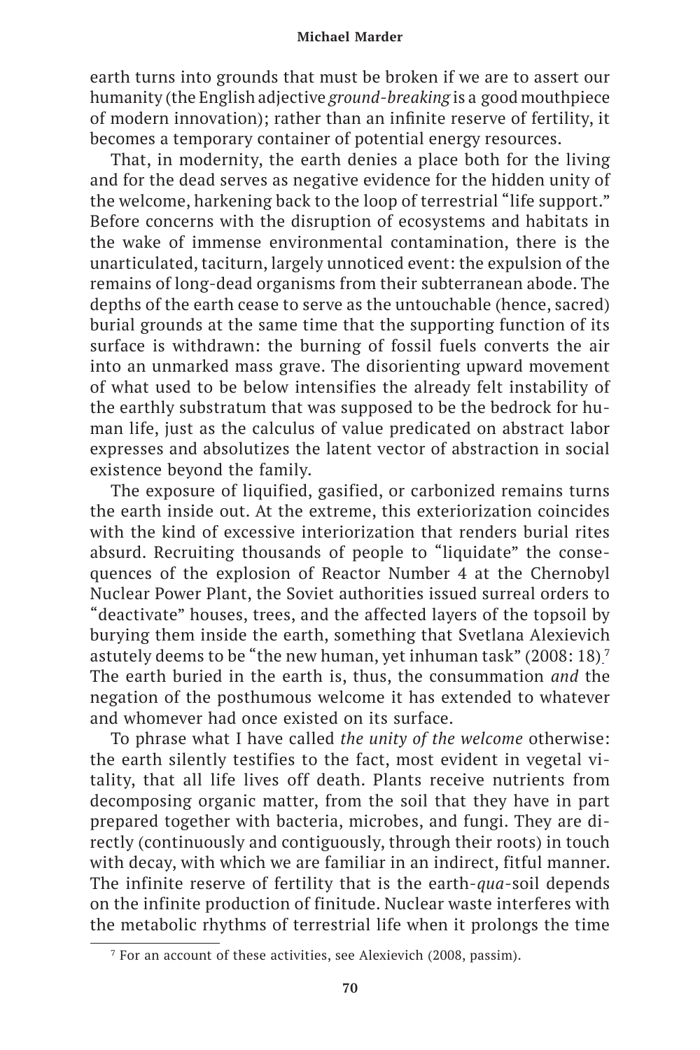earth turns into grounds that must be broken if we are to assert our humanity (the English adjective *ground-breaking* is a good mouthpiece of modern innovation); rather than an infinite reserve of fertility, it becomes a temporary container of potential energy resources.

That, in modernity, the earth denies a place both for the living and for the dead serves as negative evidence for the hidden unity of the welcome, harkening back to the loop of terrestrial "life support." Before concerns with the disruption of ecosystems and habitats in the wake of immense environmental contamination, there is the unarticulated, taciturn, largely unnoticed event: the expulsion of the remains of long-dead organisms from their subterranean abode. The depths of the earth cease to serve as the untouchable (hence, sacred) burial grounds at the same time that the supporting function of its surface is withdrawn: the burning of fossil fuels converts the air into an unmarked mass grave. The disorienting upward movement of what used to be below intensifies the already felt instability of the earthly substratum that was supposed to be the bedrock for human life, just as the calculus of value predicated on abstract labor expresses and absolutizes the latent vector of abstraction in social existence beyond the family.

The exposure of liquified, gasified, or carbonized remains turns the earth inside out. At the extreme, this exteriorization coincides with the kind of excessive interiorization that renders burial rites absurd. Recruiting thousands of people to "liquidate" the consequences of the explosion of Reactor Number 4 at the Chernobyl Nuclear Power Plant, the Soviet authorities issued surreal orders to "deactivate" houses, trees, and the affected layers of the topsoil by burying them inside the earth, something that Svetlana Alexievich astutely deems to be "the new human, yet inhuman task" (2008: 18).[7] The earth buried in the earth is, thus, the consummation *and* the negation of the posthumous welcome it has extended to whatever and whomever had once existed on its surface.

To phrase what I have called *the unity of the welcome* otherwise: the earth silently testifies to the fact, most evident in vegetal vitality, that all life lives off death. Plants receive nutrients from decomposing organic matter, from the soil that they have in part prepared together with bacteria, microbes, and fungi. They are directly (continuously and contiguously, through their roots) in touch with decay, with which we are familiar in an indirect, fitful manner. The infinite reserve of fertility that is the earth-*qua*-soil depends on the infinite production of finitude. Nuclear waste interferes with the metabolic rhythms of terrestrial life when it prolongs the time

[7] For an account of these activities, see Alexievich (2008, passim).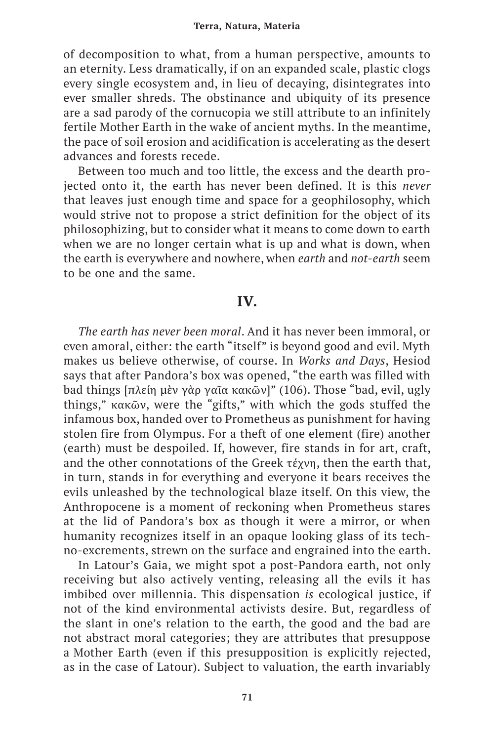of decomposition to what, from a human perspective, amounts to an eternity. Less dramatically, if on an expanded scale, plastic clogs every single ecosystem and, in lieu of decaying, disintegrates into ever smaller shreds. The obstinance and ubiquity of its presence are a sad parody of the cornucopia we still attribute to an infinitely fertile Mother Earth in the wake of ancient myths. In the meantime, the pace of soil erosion and acidification is accelerating as the desert advances and forests recede.

Between too much and too little, the excess and the dearth projected onto it, the earth has never been defined. It is this *never* that leaves just enough time and space for a geophilosophy, which would strive not to propose a strict definition for the object of its philosophizing, but to consider what it means to come down to earth when we are no longer certain what is up and what is down, when the earth is everywhere and nowhere, when *earth* and *not-earth* seem to be one and the same.

## IV.

*The earth has never been moral*. And it has never been immoral, or even amoral, either: the earth "itself" is beyond good and evil. Myth makes us believe otherwise, of course. In *Works and Days*, Hesiod says that after Pandora's box was opened, "the earth was filled with bad things [πλείη μὲν γὰρ γαῖα κακῶν]" (106). Those "bad, evil, ugly things," κακῶν, were the "gifts," with which the gods stuffed the infamous box, handed over to Prometheus as punishment for having stolen fire from Olympus. For a theft of one element (fire) another (earth) must be despoiled. If, however, fire stands in for art, craft, and the other connotations of the Greek τέχνη, then the earth that, in turn, stands in for everything and everyone it bears receives the evils unleashed by the technological blaze itself. On this view, the Anthropocene is a moment of reckoning when Prometheus stares at the lid of Pandora's box as though it were a mirror, or when humanity recognizes itself in an opaque looking glass of its techno-excrements, strewn on the surface and engrained into the earth.

In Latour's Gaia, we might spot a post-Pandora earth, not only receiving but also actively venting, releasing all the evils it has imbibed over millennia. This dispensation *is* ecological justice, if not of the kind environmental activists desire. But, regardless of the slant in one's relation to the earth, the good and the bad are not abstract moral categories; they are attributes that presuppose a Mother Earth (even if this presupposition is explicitly rejected, as in the case of Latour). Subject to valuation, the earth invariably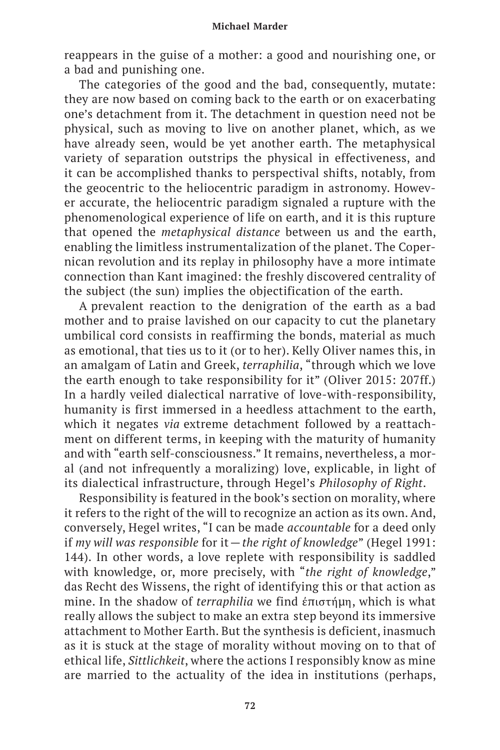reappears in the guise of a mother: a good and nourishing one, or a bad and punishing one.

The categories of the good and the bad, consequently, mutate: they are now based on coming back to the earth or on exacerbating one's detachment from it. The detachment in question need not be physical, such as moving to live on another planet, which, as we have already seen, would be yet another earth. The metaphysical variety of separation outstrips the physical in effectiveness, and it can be accomplished thanks to perspectival shifts, notably, from the geocentric to the heliocentric paradigm in astronomy. However accurate, the heliocentric paradigm signaled a rupture with the phenomenological experience of life on earth, and it is this rupture that opened the *metaphysical distance* between us and the earth, enabling the limitless instrumentalization of the planet. The Copernican revolution and its replay in philosophy have a more intimate connection than Kant imagined: the freshly discovered centrality of the subject (the sun) implies the objectification of the earth.

A prevalent reaction to the denigration of the earth as a bad mother and to praise lavished on our capacity to cut the planetary umbilical cord consists in reaffirming the bonds, material as much as emotional, that ties us to it (or to her). Kelly Oliver names this, in an amalgam of Latin and Greek, *terraphilia*, "through which we love the earth enough to take responsibility for it" (Oliver 2015: 207ff.) In a hardly veiled dialectical narrative of love-with-responsibility, humanity is first immersed in a heedless attachment to the earth, which it negates *via* extreme detachment followed by a reattachment on different terms, in keeping with the maturity of humanity and with "earth self-consciousness." It remains, nevertheless, a moral (and not infrequently a moralizing) love, explicable, in light of its dialectical infrastructure, through Hegel's *Philosophy of Right*.

Responsibility is featured in the book's section on morality, where it refers to the right of the will to recognize an action as its own. And, conversely, Hegel writes, "I can be made *accountable* for a deed only if *my will was responsible* for it—*the right of knowledge*" (Hegel 1991: 144). In other words, a love replete with responsibility is saddled with knowledge, or, more precisely, with "*the right of knowledge*," das Recht des Wissens, the right of identifying this or that action as mine. In the shadow of *terraphilia* we find ἐπιστήμη, which is what really allows the subject to make an extra step beyond its immersive attachment to Mother Earth. But the synthesis is deficient, inasmuch as it is stuck at the stage of morality without moving on to that of ethical life, *Sittlichkeit*, where the actions I responsibly know as mine are married to the actuality of the idea in institutions (perhaps,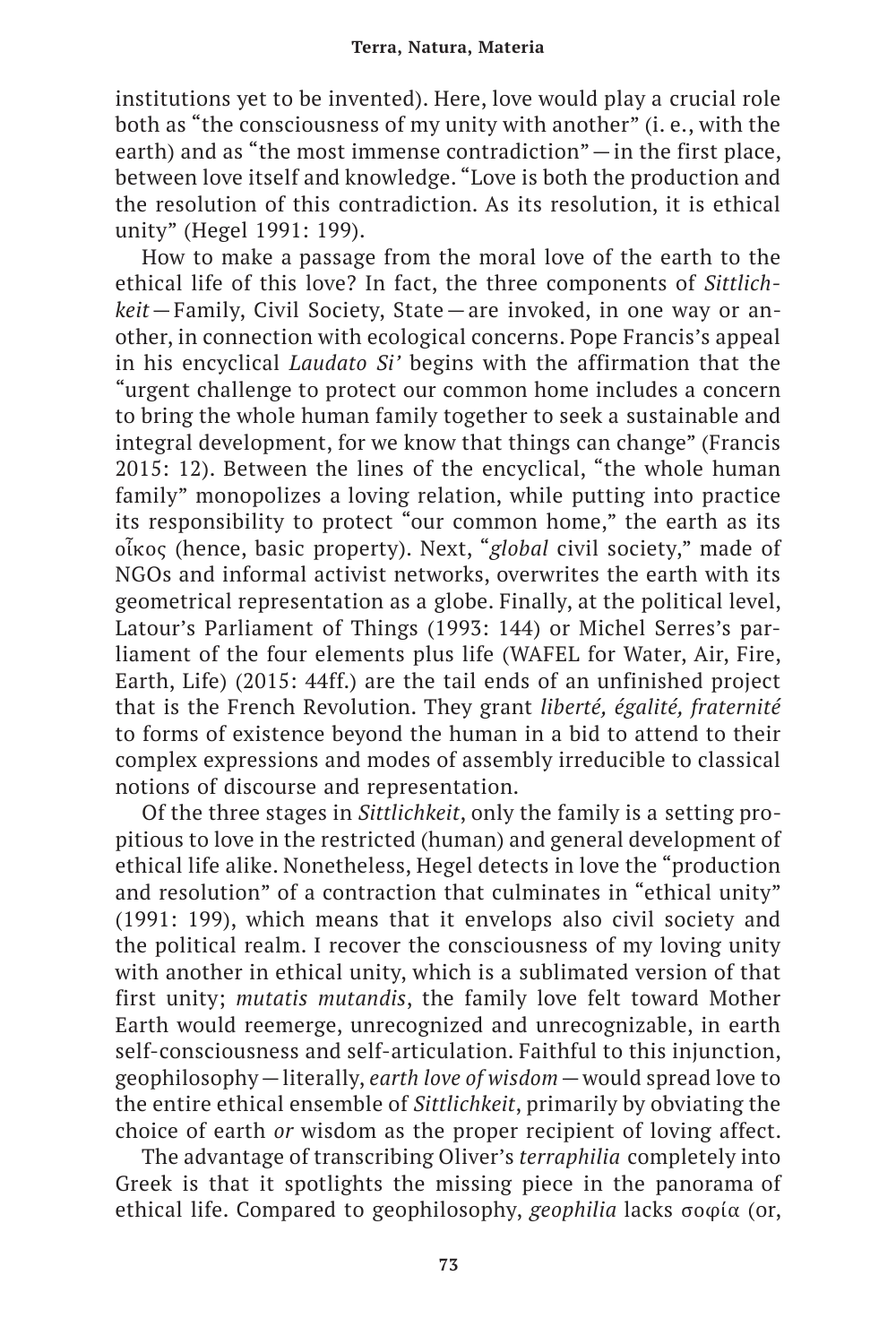institutions yet to be invented). Here, love would play a crucial role both as "the consciousness of my unity with another" (i. e., with the earth) and as "the most immense contradiction"—in the first place, between love itself and knowledge. "Love is both the production and the resolution of this contradiction. As its resolution, it is ethical unity" (Hegel 1991: 199).

How to make a passage from the moral love of the earth to the ethical life of this love? In fact, the three components of *Sittlichkeit*—Family, Civil Society, State—are invoked, in one way or another, in connection with ecological concerns. Pope Francis's appeal in his encyclical *Laudato Si'* begins with the affirmation that the "urgent challenge to protect our common home includes a concern to bring the whole human family together to seek a sustainable and integral development, for we know that things can change" (Francis 2015: 12). Between the lines of the encyclical, "the whole human family" monopolizes a loving relation, while putting into practice its responsibility to protect "our common home," the earth as its οἶκος (hence, basic property). Next, "*global* civil society," made of NGOs and informal activist networks, overwrites the earth with its geometrical representation as a globe. Finally, at the political level, Latour's Parliament of Things (1993: 144) or Michel Serres's parliament of the four elements plus life (WAFEL for Water, Air, Fire, Earth, Life) (2015: 44ff.) are the tail ends of an unfinished project that is the French Revolution. They grant *liberté, égalité, fraternité* to forms of existence beyond the human in a bid to attend to their complex expressions and modes of assembly irreducible to classical notions of discourse and representation.

Of the three stages in *Sittlichkeit*, only the family is a setting propitious to love in the restricted (human) and general development of ethical life alike. Nonetheless, Hegel detects in love the "production and resolution" of a contraction that culminates in "ethical unity" (1991: 199), which means that it envelops also civil society and the political realm. I recover the consciousness of my loving unity with another in ethical unity, which is a sublimated version of that first unity; *mutatis mutandis*, the family love felt toward Mother Earth would reemerge, unrecognized and unrecognizable, in earth self-consciousness and self-articulation. Faithful to this injunction, geophilosophy—literally, *earth love of wisdom*—would spread love to the entire ethical ensemble of *Sittlichkeit*, primarily by obviating the choice of earth *or* wisdom as the proper recipient of loving affect.

The advantage of transcribing Oliver's *terraphilia* completely into Greek is that it spotlights the missing piece in the panorama of ethical life. Compared to geophilosophy, *geophilia* lacks σοφία (or,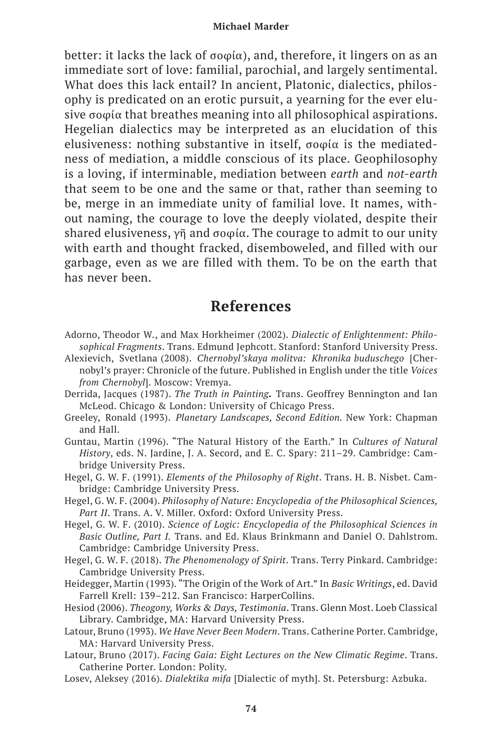better: it lacks the lack of σοφία), and, therefore, it lingers on as an immediate sort of love: familial, parochial, and largely sentimental. What does this lack entail? In ancient, Platonic, dialectics, philosophy is predicated on an erotic pursuit, a yearning for the ever elusive σοφία that breathes meaning into all philosophical aspirations. Hegelian dialectics may be interpreted as an elucidation of this elusiveness: nothing substantive in itself, σοφία is the mediatedness of mediation, a middle conscious of its place. Geophilosophy is a loving, if interminable, mediation between *earth* and *not-earth* that seem to be one and the same or that, rather than seeming to be, merge in an immediate unity of familial love. It names, without naming, the courage to love the deeply violated, despite their shared elusiveness, γῆ and σοφία. The courage to admit to our unity with earth and thought fracked, disemboweled, and filled with our garbage, even as we are filled with them. To be on the earth that has never been.

## References

Adorno, Theodor W., and Max Horkheimer (2002). *Dialectic of Enlightenment: Philosophical Fragments*. Trans. Edmund Jephcott. Stanford: Stanford University Press.

Alexievich, Svetlana (2008). *Chernobyl'skaya molitva: Khronika buduschego* [Chernobyl's prayer: Chronicle of the future. Published in English under the title *Voices from Chernobyl*]. Moscow: Vremya.

Derrida, Jacques (1987). *The Truth in Painting***.** Trans. Geoffrey Bennington and Ian McLeod. Chicago & London: University of Chicago Press.

Greeley, Ronald (1993). *Planetary Landscapes, Second Edition.* New York: Chapman and Hall.

Guntau, Martin (1996). "The Natural History of the Earth." In *Cultures of Natural History*, eds. N. Jardine, J. A. Secord, and E. C. Spary: 211–29. Cambridge: Cambridge University Press.

Hegel, G. W. F. (1991). *Elements of the Philosophy of Right*. Trans. H. B. Nisbet. Cambridge: Cambridge University Press.

Hegel, G. W. F. (2004). *Philosophy of Nature: Encyclopedia of the Philosophical Sciences, Part II*. Trans. A. V. Miller. Oxford: Oxford University Press.

Hegel, G. W. F. (2010). *Science of Logic: Encyclopedia of the Philosophical Sciences in Basic Outline, Part I.* Trans. and Ed. Klaus Brinkmann and Daniel O. Dahlstrom. Cambridge: Cambridge University Press.

Hegel, G. W. F. (2018). *The Phenomenology of Spirit*. Trans. Terry Pinkard. Cambridge: Cambridge University Press.

Heidegger, Martin (1993). "The Origin of the Work of Art." In *Basic Writings*, ed. David Farrell Krell: 139–212. San Francisco: HarperCollins.

Hesiod (2006). *Theogony, Works & Days, Testimonia*. Trans. Glenn Most. Loeb Classical Library. Cambridge, MA: Harvard University Press.

Latour, Bruno (1993). *We Have Never Been Modern*. Trans. Catherine Porter. Cambridge, MA: Harvard University Press.

Latour, Bruno (2017). *Facing Gaia: Eight Lectures on the New Climatic Regime*. Trans. Catherine Porter. London: Polity.

Losev, Aleksey (2016). *Dialektika mifa* [Dialectic of myth]. St. Petersburg: Azbuka.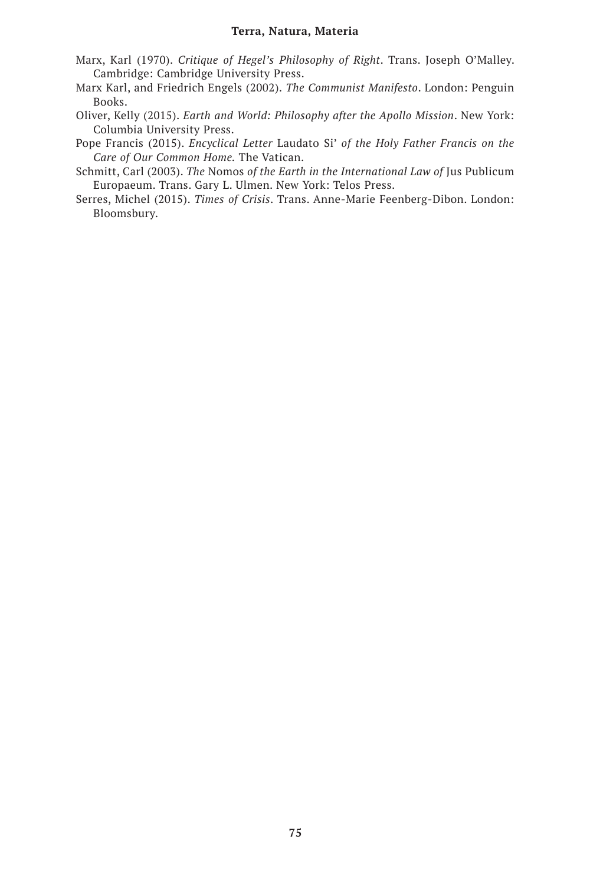Marx, Karl (1970). *Critique of Hegel's Philosophy of Right*. Trans. Joseph O'Malley. Cambridge: Cambridge University Press.

Marx Karl, and Friedrich Engels (2002). *The Communist Manifesto*. London: Penguin Books.

Oliver, Kelly (2015). *Earth and World: Philosophy after the Apollo Mission*. New York: Columbia University Press.

Pope Francis (2015). *Encyclical Letter* Laudato Si' *of the Holy Father Francis on the Care of Our Common Home.* The Vatican.

Schmitt, Carl (2003). *The* Nomos *of the Earth in the International Law of* Jus Publicum Europaeum. Trans. Gary L. Ulmen. New York: Telos Press.

Serres, Michel (2015). *Times of Crisis*. Trans. Anne-Marie Feenberg-Dibon. London: Bloomsbury.